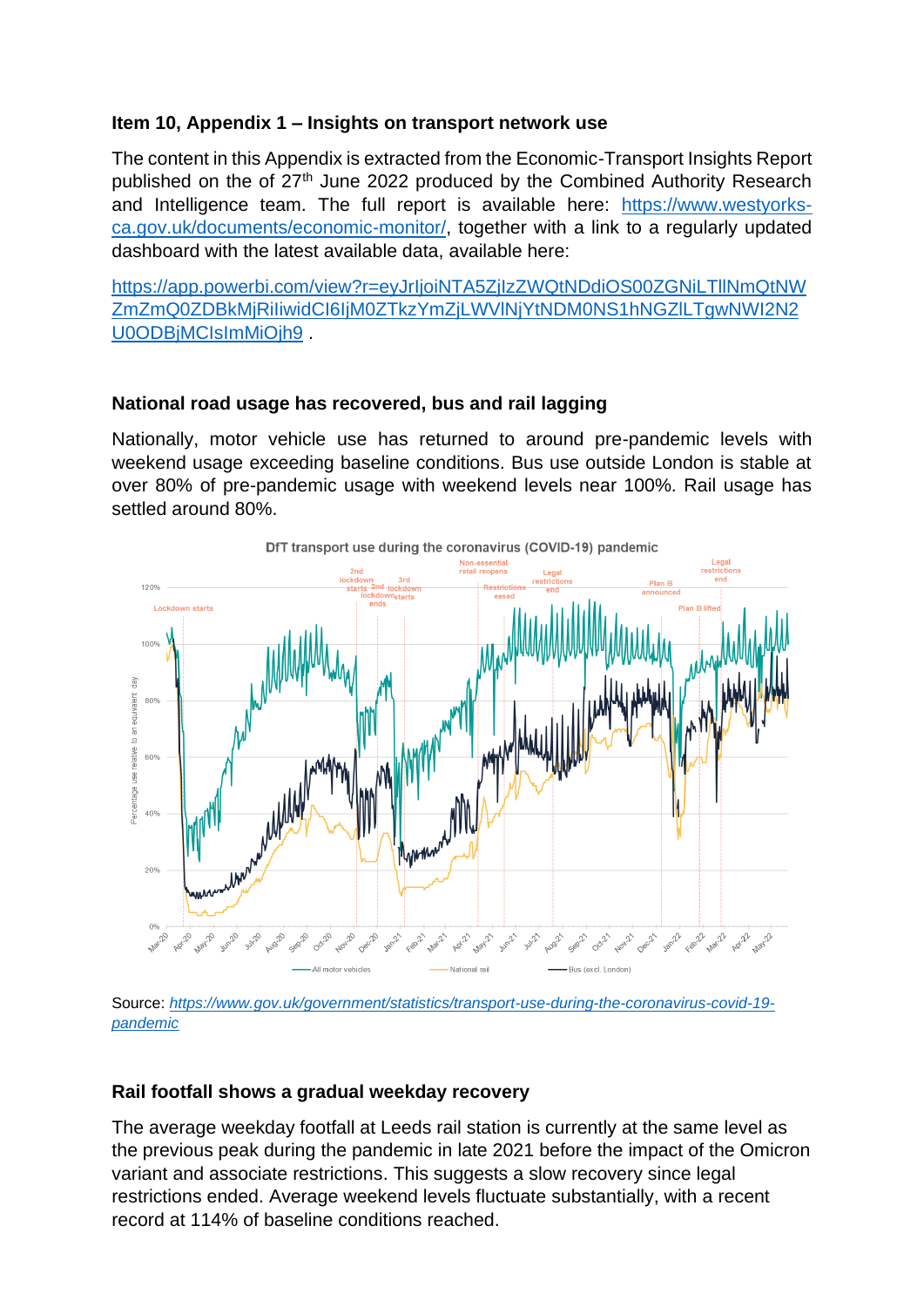**Item 10, Appendix 1 – Insights on transport network use**

The content in this Appendix is extracted from the Economic-Transport Insights Report published on the of 27th June 2022 produced by the Combined Authority Research and Intelligence team. The full report is available here: https://www.westyorks-ca.gov.uk/documents/economic-monitor/, together with a link to a regularly updated dashboard with the latest available data, available here:

https://app.powerbi.com/view?r=eyJrIjoiNTA5ZjIzZWQtNDdiOS00ZGNiLTllNmQtNWZmZmQ0ZDBkMjRiIiwidCI6IjM0ZTkzYmZjLWVlNjYtNDM0NS1hNGZlLTgwNWI2N2U0ODBjMCIsImMiOjh9 .

**National road usage has recovered, bus and rail lagging**

Nationally, motor vehicle use has returned to around pre-pandemic levels with weekend usage exceeding baseline conditions. Bus use outside London is stable at over 80% of pre-pandemic usage with weekend levels near 100%. Rail usage has settled around 80%.

DfT transport use during the coronavirus (COVID-19) pandemic

Lockdown starts
2nd lockdown starts
2nd lockdown ends
3rd lockdown starts
Non-essential retail reopens
Restrictions eased
Legal restrictions end
Plan B announced
Plan B lifted
Legal restrictions end

Percentage use relative to an equivalent day

0%
20%
40%
60%
80%
100%
120%

Mar-20 Apr-20 May-20 Jun-20 Jul-20 Aug-20 Sep-20 Oct-20 Nov-20 Dec-20 Jan-21 Feb-21 Mar-21 Apr-21 May-21 Jun-21 Jul-21 Aug-21 Sep-21 Oct-21 Nov-21 Dec-21 Jan-22 Feb-22 Mar-22 Apr-22 May-22

All motor vehicles
National rail
Bus (excl. London)

Source: *https://www.gov.uk/government/statistics/transport-use-during-the-coronavirus-covid-19-pandemic*

**Rail footfall shows a gradual weekday recovery**

The average weekday footfall at Leeds rail station is currently at the same level as the previous peak during the pandemic in late 2021 before the impact of the Omicron variant and associate restrictions. This suggests a slow recovery since legal restrictions ended. Average weekend levels fluctuate substantially, with a recent record at 114% of baseline conditions reached.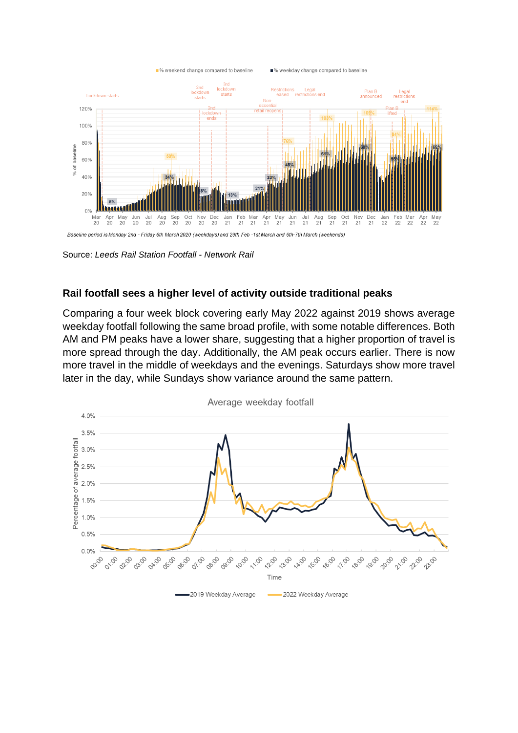■ % weekend change compared to baseline ■ % weekday change compared to baseline

Lockdown starts

2nd lockdown starts

3rd lockdown starts

2nd lockdown ends

Restrictions eased

Legal restrictions end

Non-essential retail reopens

Plan B announced

Legal restrictions end

Plan B lifted

120%
100%
80%
60%
40%
20%
0%

% of baseline

5%
34%
58%
8%
13%
21%
33%
48%
76%
61%
103%
89%
108%
55%
84%
69%
114%

Mar 20 Apr 20 May 20 Jun 20 Jul 20 Aug 20 Sep 20 Oct 20 Nov 20 Dec 20 Jan 21 Feb 21 Mar 21 Apr 21 May 21 Jun 21 Jul 21 Aug 21 Sep 21 Oct 21 Nov 21 Dec 21 Jan 22 Feb 22 Mar 22 Apr 22 May 22

*Baseline period is Monday 2nd - Friday 6th March 2020 (weekdays) and 29th Feb -1st March and 6th-7th March (weekends)*

Source: *Leeds Rail Station Footfall - Network Rail*

## Rail footfall sees a higher level of activity outside traditional peaks

Comparing a four week block covering early May 2022 against 2019 shows average weekday footfall following the same broad profile, with some notable differences. Both AM and PM peaks have a lower share, suggesting that a higher proportion of travel is more spread through the day. Additionally, the AM peak occurs earlier. There is now more travel in the middle of weekdays and the evenings. Saturdays show more travel later in the day, while Sundays show variance around the same pattern.

Average weekday footfall

4.0%
3.5%
3.0%
2.5%
2.0%
1.5%
1.0%
0.5%
0.0%

Percentage of average footfall

00:00 01:00 02:00 03:00 04:00 05:00 06:00 07:00 08:00 09:00 10:00 11:00 12:00 13:00 14:00 15:00 16:00 17:00 18:00 19:00 20:00 21:00 22:00 23:00

Time

2019 Weekday Average — 2022 Weekday Average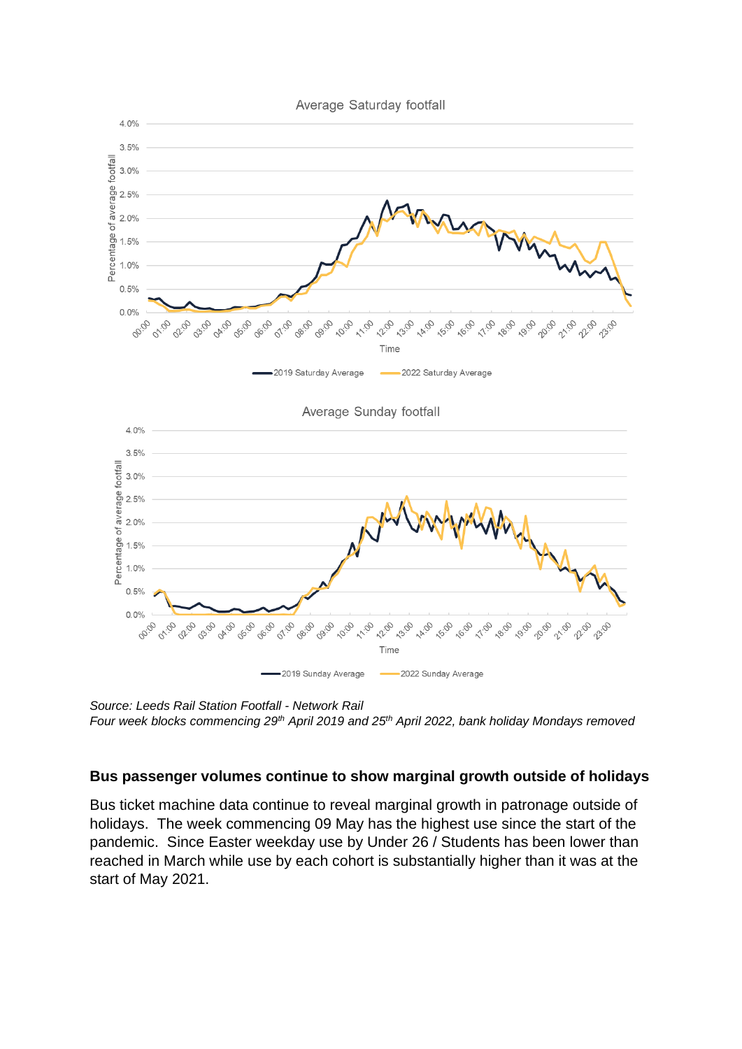Average Saturday footfall

4.0%
3.5%
3.0%
2.5%
2.0%
1.5%
1.0%
0.5%
0.0%

Percentage of average footfall

00:00 01:00 02:00 03:00 04:00 05:00 06:00 07:00 08:00 09:00 10:00 11:00 12:00 13:00 14:00 15:00 16:00 17:00 18:00 19:00 20:00 21:00 22:00 23:00

Time

2019 Saturday Average    2022 Saturday Average

Average Sunday footfall

4.0%
3.5%
3.0%
2.5%
2.0%
1.5%
1.0%
0.5%
0.0%

Percentage of average footfall

00:00 01:00 02:00 03:00 04:00 05:00 06:00 07:00 08:00 09:00 10:00 11:00 12:00 13:00 14:00 15:00 16:00 17:00 18:00 19:00 20:00 21:00 22:00 23:00

Time

2019 Sunday Average    2022 Sunday Average

*Source: Leeds Rail Station Footfall - Network Rail*
*Four week blocks commencing 29th April 2019 and 25th April 2022, bank holiday Mondays removed*

### Bus passenger volumes continue to show marginal growth outside of holidays

Bus ticket machine data continue to reveal marginal growth in patronage outside of holidays. The week commencing 09 May has the highest use since the start of the pandemic. Since Easter weekday use by Under 26 / Students has been lower than reached in March while use by each cohort is substantially higher than it was at the start of May 2021.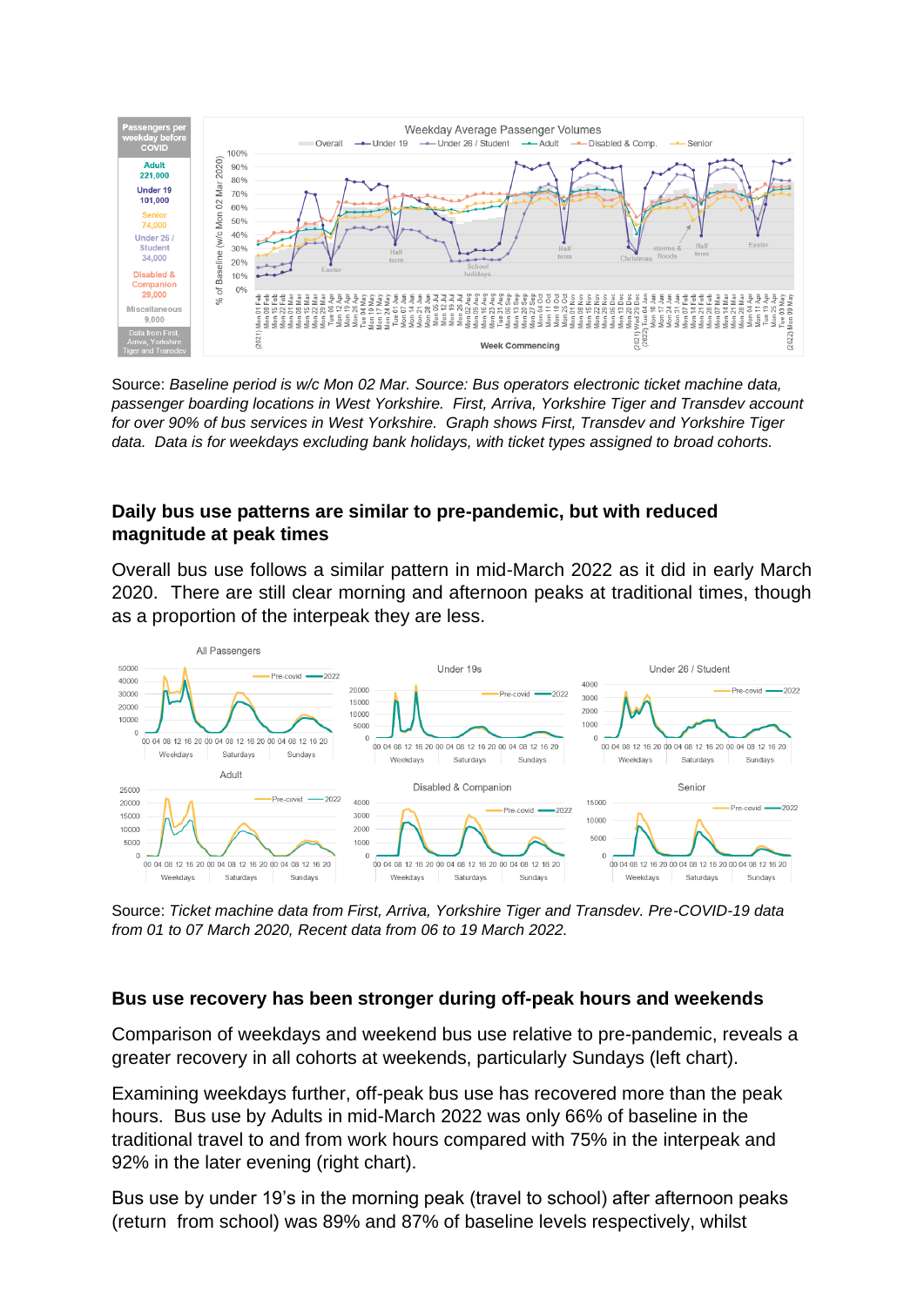Passengers per weekday before COVID

Adult
221,000

Under 19
101,000

Senior
74,000

Under 26 / Student
34,000

Disabled & Companion
29,000

Miscellaneous
9,000

Data from First, Arriva, Yorkshire Tiger and Transdev

Weekday Average Passenger Volumes

Overall, Under 19, Under 26 / Student, Adult, Disabled & Comp., Senior

% of Baseline (w/c Mon 02 Mar 2020)

100%, 90%, 80%, 70%, 60%, 50%, 40%, 30%, 20%, 10%, 0%

Easter, Half term, School holidays, Half term, Christmas, storms & floods, Half term, Easter

Week Commencing

Source: *Baseline period is w/c Mon 02 Mar. Source: Bus operators electronic ticket machine data, passenger boarding locations in West Yorkshire. First, Arriva, Yorkshire Tiger and Transdev account for over 90% of bus services in West Yorkshire. Graph shows First, Transdev and Yorkshire Tiger data. Data is for weekdays excluding bank holidays, with ticket types assigned to broad cohorts.*

**Daily bus use patterns are similar to pre-pandemic, but with reduced magnitude at peak times**

Overall bus use follows a similar pattern in mid-March 2022 as it did in early March 2020. There are still clear morning and afternoon peaks at traditional times, though as a proportion of the interpeak they are less.

All Passengers

Under 19s

Under 26 / Student

Adult

Disabled & Companion

Senior

Pre-covid, 2022

Weekdays, Saturdays, Sundays

Source: *Ticket machine data from First, Arriva, Yorkshire Tiger and Transdev. Pre-COVID-19 data from 01 to 07 March 2020, Recent data from 06 to 19 March 2022.*

**Bus use recovery has been stronger during off-peak hours and weekends**

Comparison of weekdays and weekend bus use relative to pre-pandemic, reveals a greater recovery in all cohorts at weekends, particularly Sundays (left chart).

Examining weekdays further, off-peak bus use has recovered more than the peak hours. Bus use by Adults in mid-March 2022 was only 66% of baseline in the traditional travel to and from work hours compared with 75% in the interpeak and 92% in the later evening (right chart).

Bus use by under 19's in the morning peak (travel to school) after afternoon peaks (return from school) was 89% and 87% of baseline levels respectively, whilst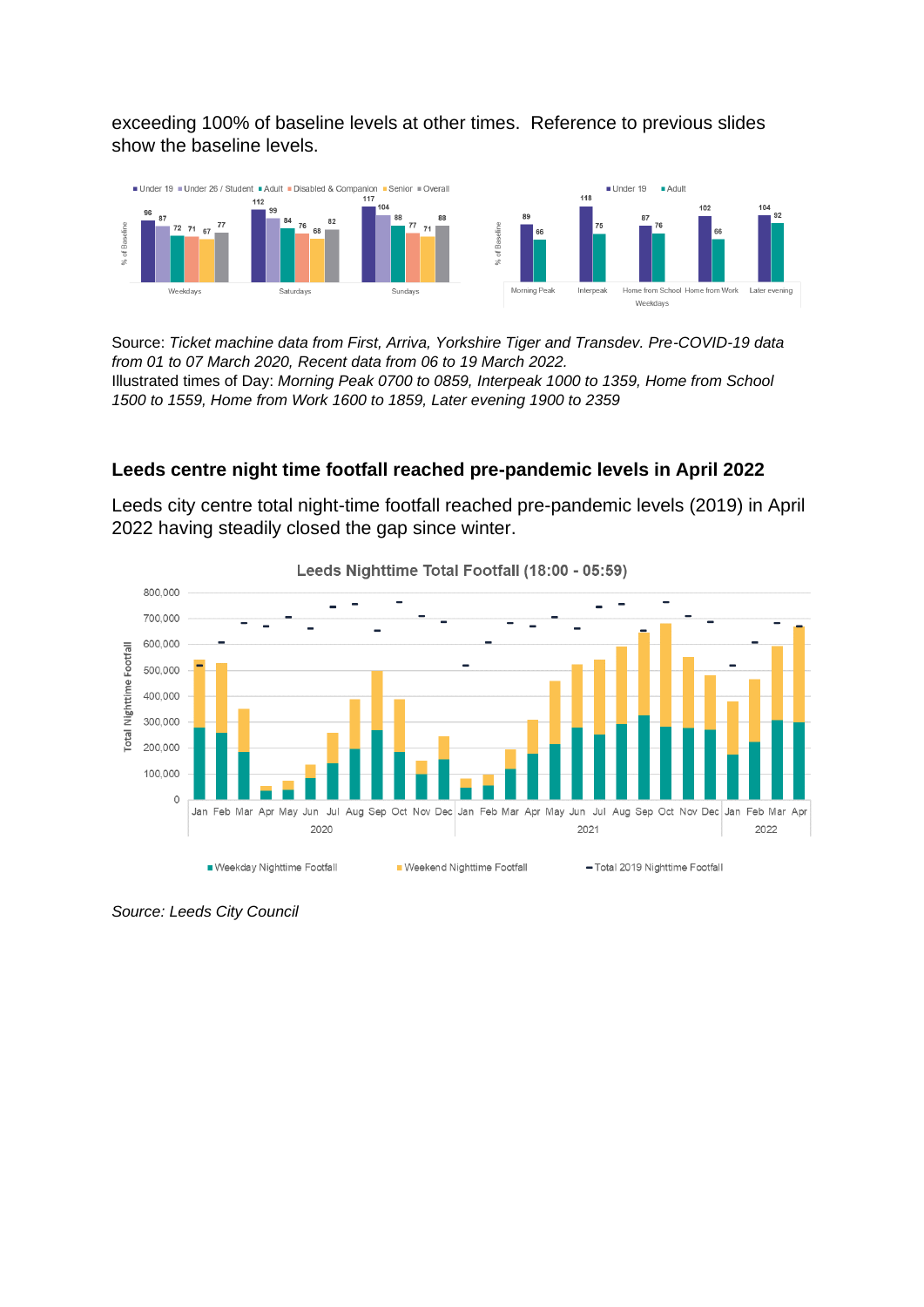exceeding 100% of baseline levels at other times. Reference to previous slides show the baseline levels.

Under 19 · Under 26 / Student · Adult · Disabled & Companion · Senior · Overall

% of Baseline

96 87 72 71 67 77
112 99 84 76 68 82
117 104 88 77 71 88

Weekdays · Saturdays · Sundays

Under 19 · Adult

% of Baseline

89 66
118 75
87 76
102 66
104 92

Morning Peak · Interpeak · Home from School · Home from Work · Later evening

Weekdays

Source: *Ticket machine data from First, Arriva, Yorkshire Tiger and Transdev. Pre-COVID-19 data from 01 to 07 March 2020, Recent data from 06 to 19 March 2022.*
Illustrated times of Day: *Morning Peak 0700 to 0859, Interpeak 1000 to 1359, Home from School 1500 to 1559, Home from Work 1600 to 1859, Later evening 1900 to 2359*

## Leeds centre night time footfall reached pre-pandemic levels in April 2022

Leeds city centre total night-time footfall reached pre-pandemic levels (2019) in April 2022 having steadily closed the gap since winter.

Leeds Nighttime Total Footfall (18:00 - 05:59)

Total Nighttime Footfall

800,000
700,000
600,000
500,000
400,000
300,000
200,000
100,000
0

Jan Feb Mar Apr May Jun Jul Aug Sep Oct Nov Dec
2020
Jan Feb Mar Apr May Jun Jul Aug Sep Oct Nov Dec
2021
Jan Feb Mar Apr
2022

Weekday Nighttime Footfall · Weekend Nighttime Footfall · Total 2019 Nighttime Footfall

*Source: Leeds City Council*